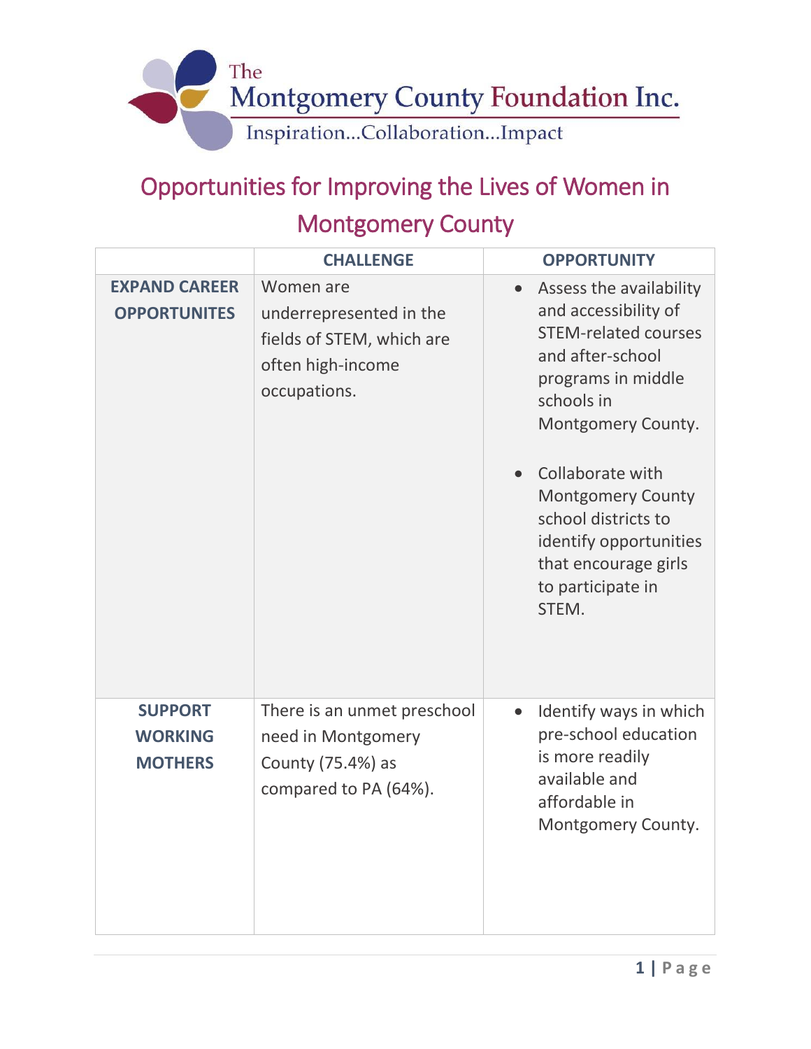The Montgomery County Foundation Inc.

Inspiration...Collaboration...Impact

# Opportunities for Improving the Lives of Women in Montgomery County

| | CHALLENGE | OPPORTUNITY |
|---|---|---|
| **EXPAND CAREER OPPORTUNITES** | Women are underrepresented in the fields of STEM, which are often high-income occupations. | • Assess the availability and accessibility of STEM-related courses and after-school programs in middle schools in Montgomery County.<br><br>• Collaborate with Montgomery County school districts to identify opportunities that encourage girls to participate in STEM. |
| **SUPPORT WORKING MOTHERS** | There is an unmet preschool need in Montgomery County (75.4%) as compared to PA (64%). | • Identify ways in which pre-school education is more readily available and affordable in Montgomery County. |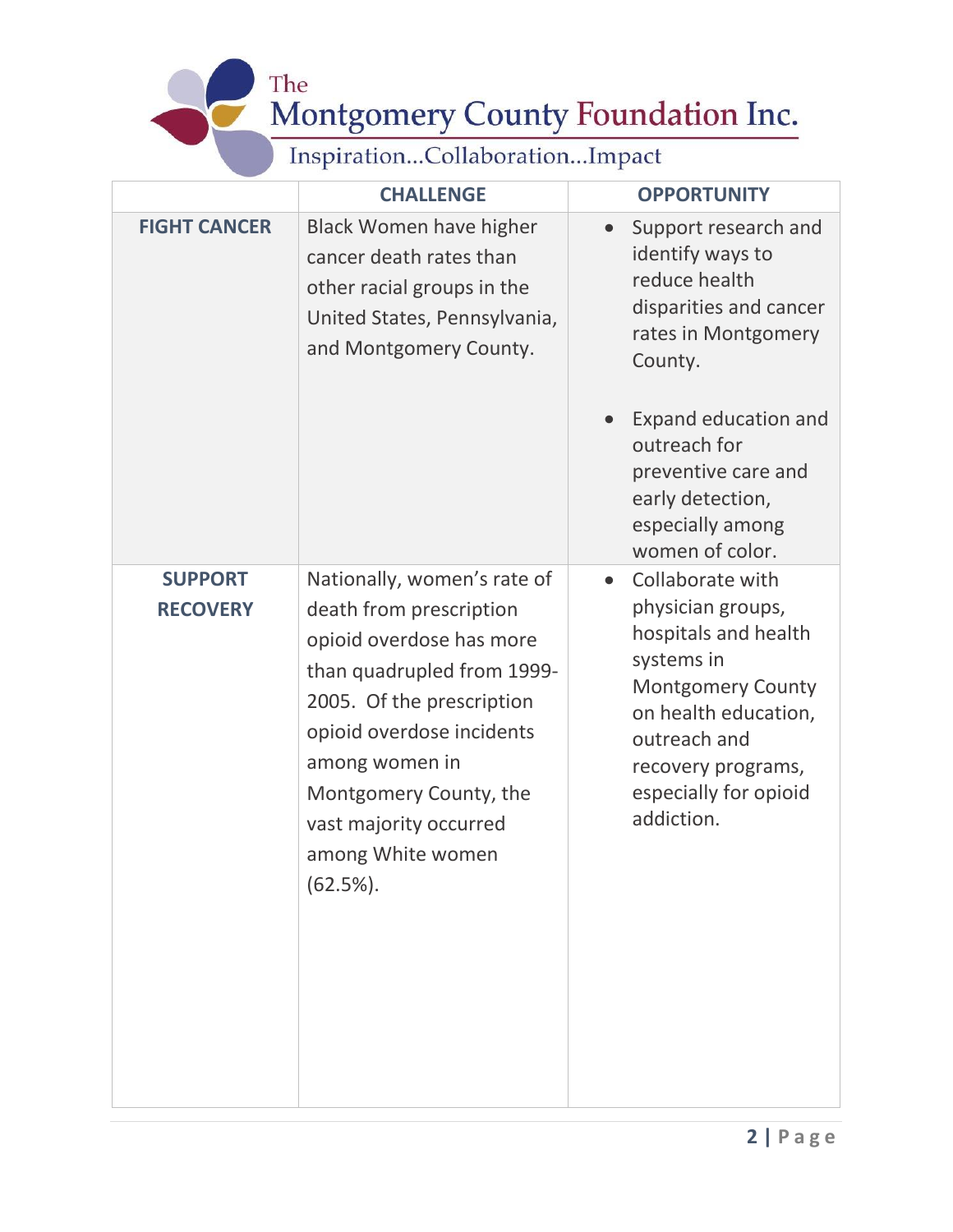# The Montgomery County Foundation Inc.

Inspiration...Collaboration...Impact

| | CHALLENGE | OPPORTUNITY |
|---|---|---|
| **FIGHT CANCER** | Black Women have higher cancer death rates than other racial groups in the United States, Pennsylvania, and Montgomery County. | • Support research and identify ways to reduce health disparities and cancer rates in Montgomery County.<br><br>• Expand education and outreach for preventive care and early detection, especially among women of color. |
| **SUPPORT RECOVERY** | Nationally, women's rate of death from prescription opioid overdose has more than quadrupled from 1999-2005. Of the prescription opioid overdose incidents among women in Montgomery County, the vast majority occurred among White women (62.5%). | • Collaborate with physician groups, hospitals and health systems in Montgomery County on health education, outreach and recovery programs, especially for opioid addiction. |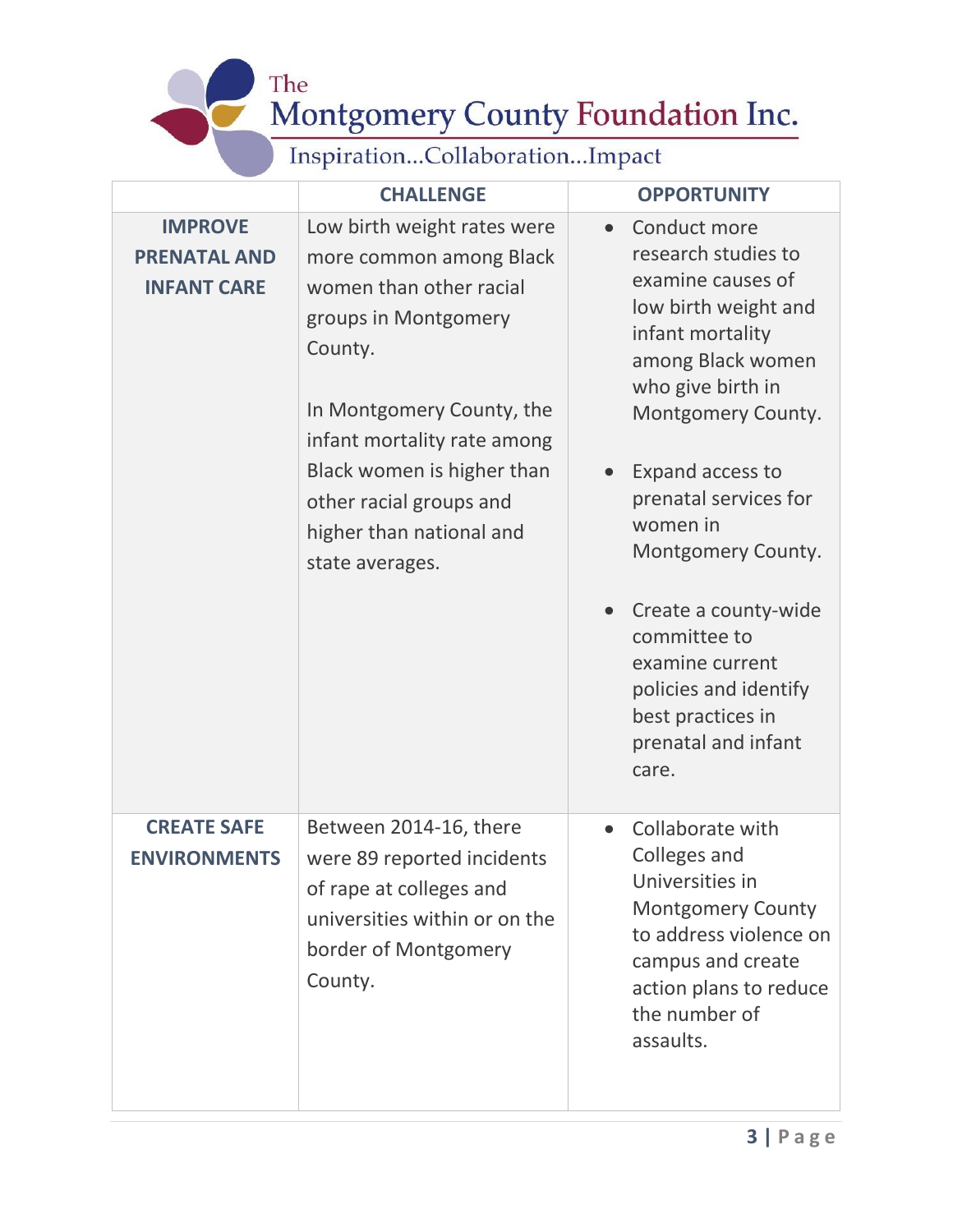| | CHALLENGE | OPPORTUNITY |
|---|---|---|
| **IMPROVE PRENATAL AND INFANT CARE** | Low birth weight rates were more common among Black women than other racial groups in Montgomery County.<br><br>In Montgomery County, the infant mortality rate among Black women is higher than other racial groups and higher than national and state averages. | • Conduct more research studies to examine causes of low birth weight and infant mortality among Black women who give birth in Montgomery County.<br><br>• Expand access to prenatal services for women in Montgomery County.<br><br>• Create a county-wide committee to examine current policies and identify best practices in prenatal and infant care. |
| **CREATE SAFE ENVIRONMENTS** | Between 2014-16, there were 89 reported incidents of rape at colleges and universities within or on the border of Montgomery County. | • Collaborate with Colleges and Universities in Montgomery County to address violence on campus and create action plans to reduce the number of assaults. |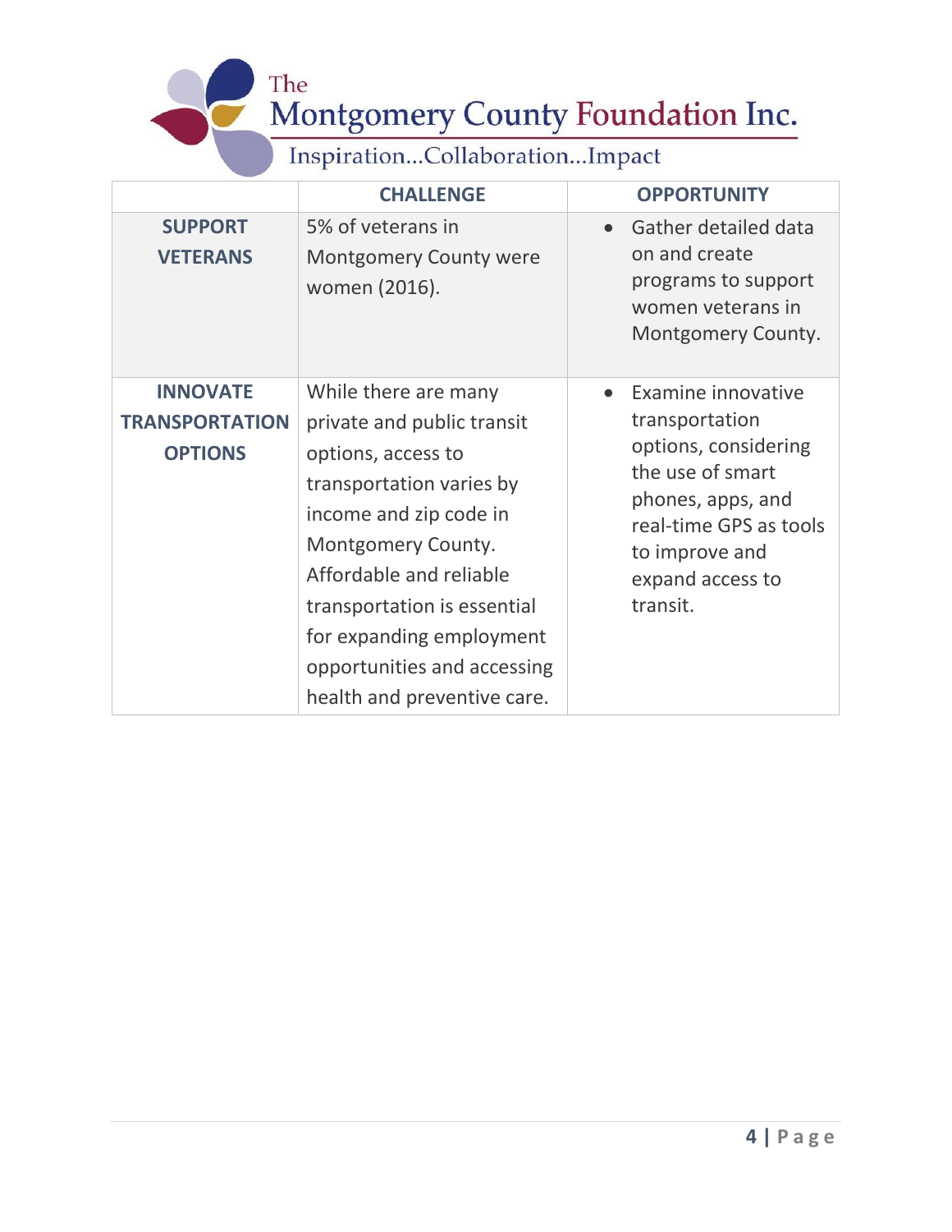| | CHALLENGE | OPPORTUNITY |
|---|---|---|
| **SUPPORT VETERANS** | 5% of veterans in Montgomery County were women (2016). | • Gather detailed data on and create programs to support women veterans in Montgomery County. |
| **INNOVATE TRANSPORTATION OPTIONS** | While there are many private and public transit options, access to transportation varies by income and zip code in Montgomery County. Affordable and reliable transportation is essential for expanding employment opportunities and accessing health and preventive care. | • Examine innovative transportation options, considering the use of smart phones, apps, and real-time GPS as tools to improve and expand access to transit. |